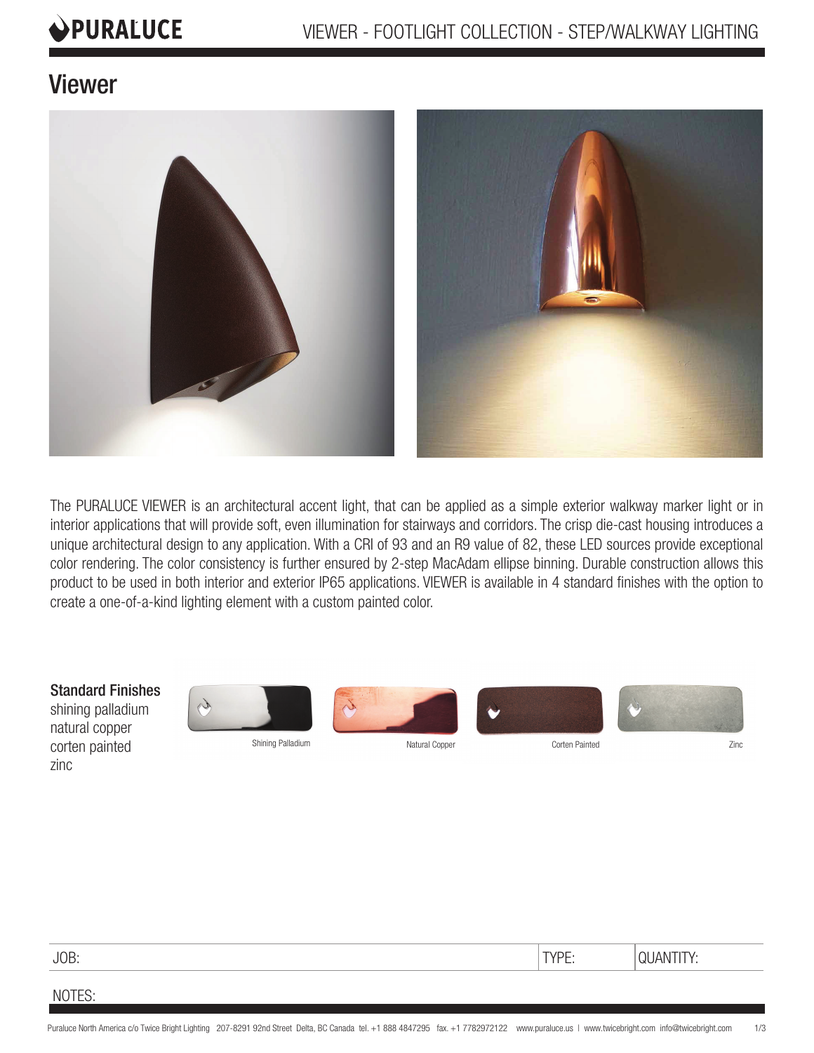# Viewer

The PURALUCE VIEWER is an architectural accent light, that can be applied as a simple exterior walkway marker light or in interior applications that will provide soft, even illumination for stairways and corridors. The crisp die-cast housing introduces a unique architectural design to any application. With a CRI of 93 and an R9 value of 82, these LED sources provide exceptional color rendering. The color consistency is further ensured by 2-step MacAdam ellipse binning. Durable construction allows this product to be used in both interior and exterior IP65 applications. VIEWER is available in 4 standard finishes with the option to create a one-of-a-kind lighting element with a custom painted color.

**Standard Finishes**

shining palladium
natural copper
corten painted
zinc

Shining Palladium | Natural Copper | Corten Painted | Zinc

| JOB: | TYPE: | QUANTITY: |
|---|---|---|

NOTES: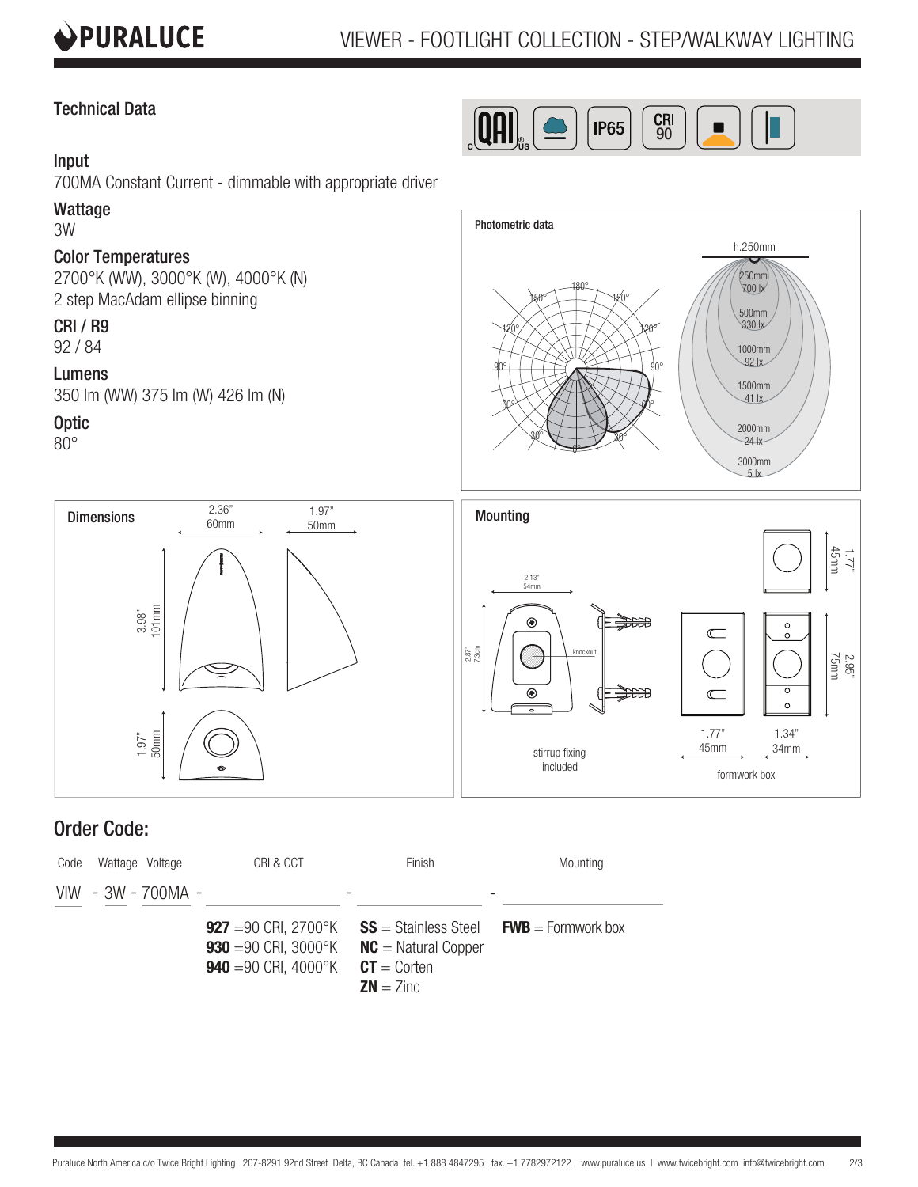# VIEWER - FOOTLIGHT COLLECTION - STEP/WALKWAY LIGHTING

## Technical Data

### Input
700MA Constant Current - dimmable with appropriate driver

### Wattage
3W

### Color Temperatures
2700°K (WW), 3000°K (W), 4000°K (N)
2 step MacAdam ellipse binning

### CRI / R9
92 / 84

### Lumens
350 lm (WW) 375 lm (W) 426 lm (N)

### Optic
80°

### Photometric data

h.250mm

| Distance | Illuminance |
|---|---|
| 250mm | 700 lx |
| 500mm | 330 lx |
| 1000mm | 92 lx |
| 1500mm | 41 lx |
| 2000mm | 24 lx |
| 3000mm | 5 lx |

### Dimensions

2.36" 60mm; 1.97" 50mm; 3.98" 101mm; 1.97" 50mm

### Mounting

2.13" 54mm; 2.87" 7.3cm; knockout; 1.77" 45mm; 2.95" 75mm; 1.77" 45mm; 1.34" 34mm

stirrup fixing included

formwork box

## Order Code:

| Code | Wattage | Voltage | CRI & CCT | Finish | Mounting |
|---|---|---|---|---|---|
| VIW | - 3W | - 700MA - | _______ | - _______ | - _______ |
| | | | **927** =90 CRI, 2700°K | **SS** = Stainless Steel | **FWB** = Formwork box |
| | | | **930** =90 CRI, 3000°K | **NC** = Natural Copper | |
| | | | **940** =90 CRI, 4000°K | **CT** = Corten | |
| | | | | **ZN** = Zinc | |

Puraluce North America c/o Twice Bright Lighting 207-8291 92nd Street Delta, BC Canada tel. +1 888 4847295 fax. +1 7782972122 www.puraluce.us | www.twicebright.com info@twicebright.com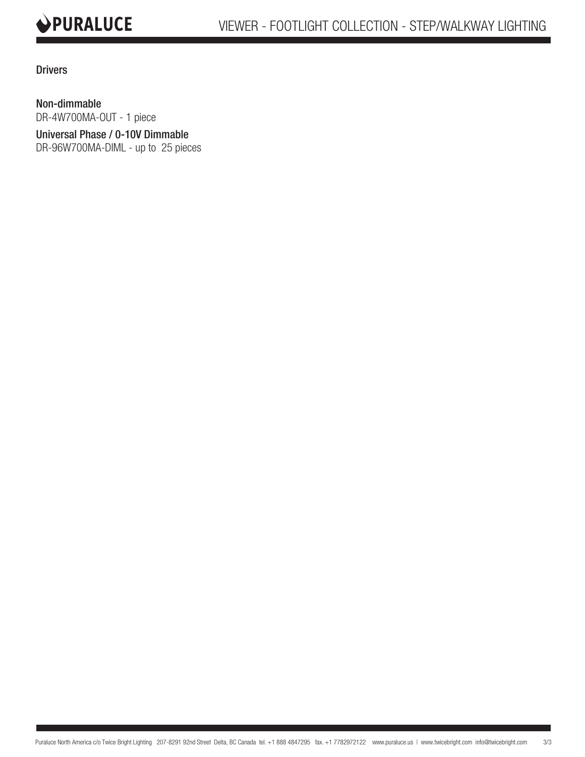## Drivers

**Non-dimmable**
DR-4W700MA-OUT - 1 piece

**Universal Phase / 0-10V Dimmable**
DR-96W700MA-DIML - up to 25 pieces